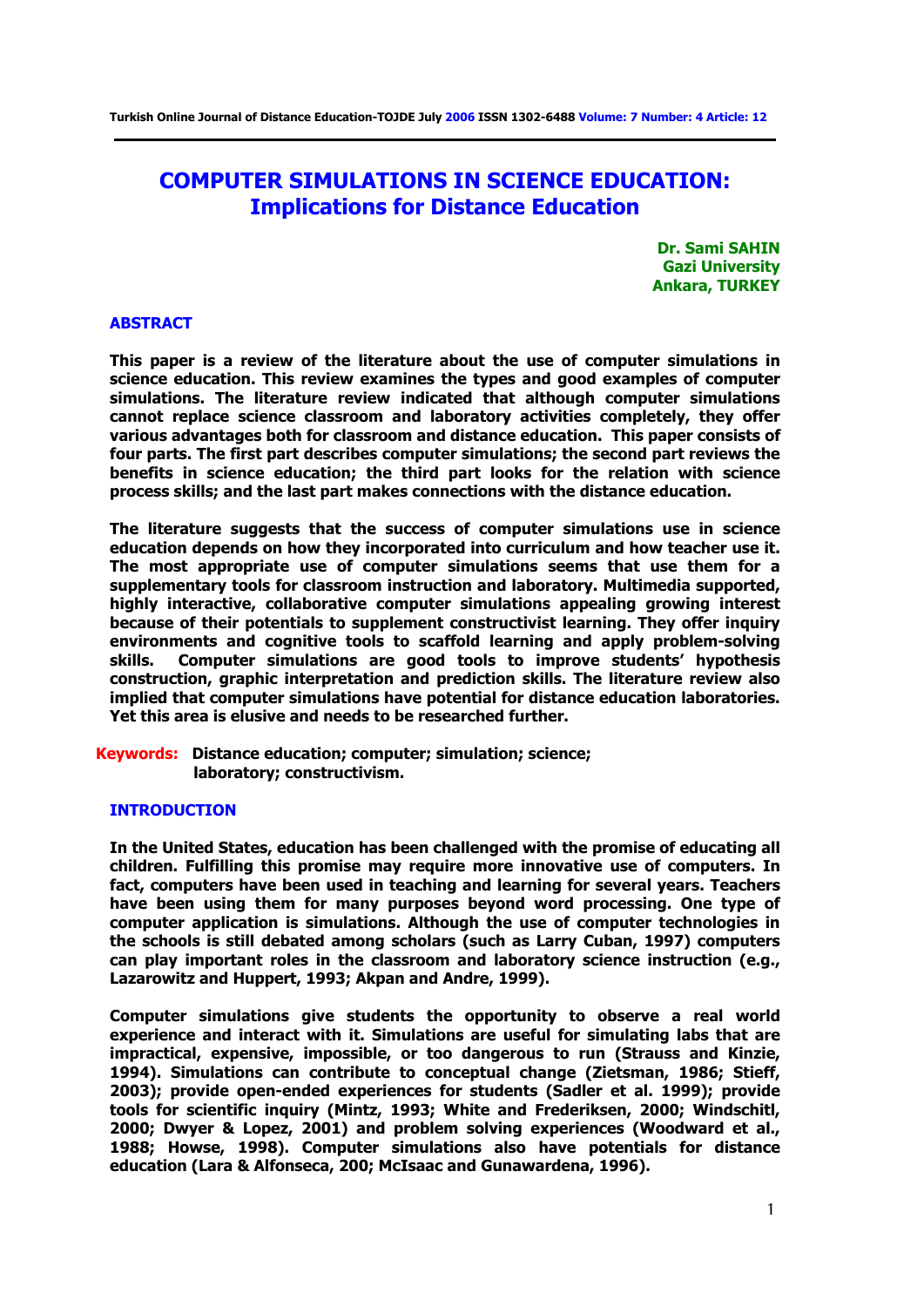# COMPUTER SIMULATIONS IN SCIENCE EDUCATION: Implications for Distance Education

**Dr. Sami SAHIN**
**Gazi University**
**Ankara, TURKEY**

## ABSTRACT

**This paper is a review of the literature about the use of computer simulations in science education. This review examines the types and good examples of computer simulations. The literature review indicated that although computer simulations cannot replace science classroom and laboratory activities completely, they offer various advantages both for classroom and distance education. This paper consists of four parts. The first part describes computer simulations; the second part reviews the benefits in science education; the third part looks for the relation with science process skills; and the last part makes connections with the distance education.**

**The literature suggests that the success of computer simulations use in science education depends on how they incorporated into curriculum and how teacher use it. The most appropriate use of computer simulations seems that use them for a supplementary tools for classroom instruction and laboratory. Multimedia supported, highly interactive, collaborative computer simulations appealing growing interest because of their potentials to supplement constructivist learning. They offer inquiry environments and cognitive tools to scaffold learning and apply problem-solving skills. Computer simulations are good tools to improve students' hypothesis construction, graphic interpretation and prediction skills. The literature review also implied that computer simulations have potential for distance education laboratories. Yet this area is elusive and needs to be researched further.**

**Keywords:** **Distance education; computer; simulation; science; laboratory; constructivism.**

## INTRODUCTION

**In the United States, education has been challenged with the promise of educating all children. Fulfilling this promise may require more innovative use of computers. In fact, computers have been used in teaching and learning for several years. Teachers have been using them for many purposes beyond word processing. One type of computer application is simulations. Although the use of computer technologies in the schools is still debated among scholars (such as Larry Cuban, 1997) computers can play important roles in the classroom and laboratory science instruction (e.g., Lazarowitz and Huppert, 1993; Akpan and Andre, 1999).**

**Computer simulations give students the opportunity to observe a real world experience and interact with it. Simulations are useful for simulating labs that are impractical, expensive, impossible, or too dangerous to run (Strauss and Kinzie, 1994). Simulations can contribute to conceptual change (Zietsman, 1986; Stieff, 2003); provide open-ended experiences for students (Sadler et al. 1999); provide tools for scientific inquiry (Mintz, 1993; White and Frederiksen, 2000; Windschitl, 2000; Dwyer & Lopez, 2001) and problem solving experiences (Woodward et al., 1988; Howse, 1998). Computer simulations also have potentials for distance education (Lara & Alfonseca, 200; McIsaac and Gunawardena, 1996).**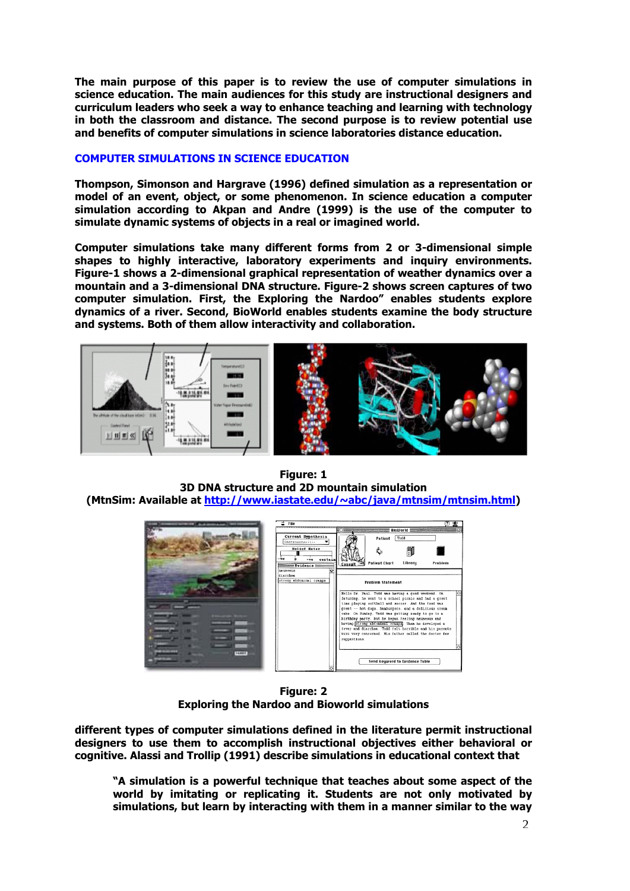The main purpose of this paper is to review the use of computer simulations in science education. The main audiences for this study are instructional designers and curriculum leaders who seek a way to enhance teaching and learning with technology in both the classroom and distance. The second purpose is to review potential use and benefits of computer simulations in science laboratories distance education.

## COMPUTER SIMULATIONS IN SCIENCE EDUCATION

Thompson, Simonson and Hargrave (1996) defined simulation as a representation or model of an event, object, or some phenomenon. In science education a computer simulation according to Akpan and Andre (1999) is the use of the computer to simulate dynamic systems of objects in a real or imagined world.

Computer simulations take many different forms from 2 or 3-dimensional simple shapes to highly interactive, laboratory experiments and inquiry environments. Figure-1 shows a 2-dimensional graphical representation of weather dynamics over a mountain and a 3-dimensional DNA structure. Figure-2 shows screen captures of two computer simulation. First, the Exploring the Nardoo" enables students explore dynamics of a river. Second, BioWorld enables students examine the body structure and systems. Both of them allow interactivity and collaboration.

**Figure: 1**
**3D DNA structure and 2D mountain simulation**
**(MtnSim: Available at [http://www.iastate.edu/~abc/java/mtnsim/mtnsim.html](http://www.iastate.edu/~abc/java/mtnsim/mtnsim.html))**

**Figure: 2**
**Exploring the Nardoo and Bioworld simulations**

different types of computer simulations defined in the literature permit instructional designers to use them to accomplish instructional objectives either behavioral or cognitive. Alassi and Trollip (1991) describe simulations in educational context that

> "A simulation is a powerful technique that teaches about some aspect of the world by imitating or replicating it. Students are not only motivated by simulations, but learn by interacting with them in a manner similar to the way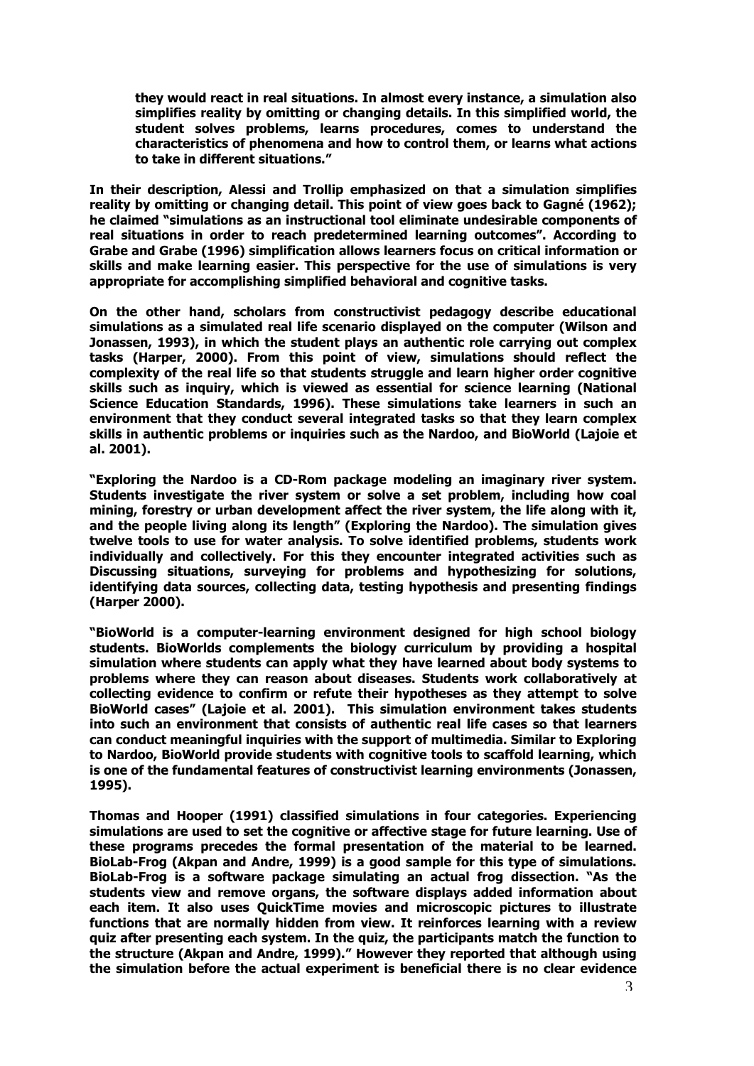they would react in real situations. In almost every instance, a simulation also simplifies reality by omitting or changing details. In this simplified world, the student solves problems, learns procedures, comes to understand the characteristics of phenomena and how to control them, or learns what actions to take in different situations."

In their description, Alessi and Trollip emphasized on that a simulation simplifies reality by omitting or changing detail. This point of view goes back to Gagné (1962); he claimed "simulations as an instructional tool eliminate undesirable components of real situations in order to reach predetermined learning outcomes". According to Grabe and Grabe (1996) simplification allows learners focus on critical information or skills and make learning easier. This perspective for the use of simulations is very appropriate for accomplishing simplified behavioral and cognitive tasks.

On the other hand, scholars from constructivist pedagogy describe educational simulations as a simulated real life scenario displayed on the computer (Wilson and Jonassen, 1993), in which the student plays an authentic role carrying out complex tasks (Harper, 2000). From this point of view, simulations should reflect the complexity of the real life so that students struggle and learn higher order cognitive skills such as inquiry, which is viewed as essential for science learning (National Science Education Standards, 1996). These simulations take learners in such an environment that they conduct several integrated tasks so that they learn complex skills in authentic problems or inquiries such as the Nardoo, and BioWorld (Lajoie et al. 2001).

"Exploring the Nardoo is a CD-Rom package modeling an imaginary river system. Students investigate the river system or solve a set problem, including how coal mining, forestry or urban development affect the river system, the life along with it, and the people living along its length" (Exploring the Nardoo). The simulation gives twelve tools to use for water analysis. To solve identified problems, students work individually and collectively. For this they encounter integrated activities such as Discussing situations, surveying for problems and hypothesizing for solutions, identifying data sources, collecting data, testing hypothesis and presenting findings (Harper 2000).

"BioWorld is a computer-learning environment designed for high school biology students. BioWorlds complements the biology curriculum by providing a hospital simulation where students can apply what they have learned about body systems to problems where they can reason about diseases. Students work collaboratively at collecting evidence to confirm or refute their hypotheses as they attempt to solve BioWorld cases" (Lajoie et al. 2001). This simulation environment takes students into such an environment that consists of authentic real life cases so that learners can conduct meaningful inquiries with the support of multimedia. Similar to Exploring to Nardoo, BioWorld provide students with cognitive tools to scaffold learning, which is one of the fundamental features of constructivist learning environments (Jonassen, 1995).

Thomas and Hooper (1991) classified simulations in four categories. Experiencing simulations are used to set the cognitive or affective stage for future learning. Use of these programs precedes the formal presentation of the material to be learned. BioLab-Frog (Akpan and Andre, 1999) is a good sample for this type of simulations. BioLab-Frog is a software package simulating an actual frog dissection. "As the students view and remove organs, the software displays added information about each item. It also uses QuickTime movies and microscopic pictures to illustrate functions that are normally hidden from view. It reinforces learning with a review quiz after presenting each system. In the quiz, the participants match the function to the structure (Akpan and Andre, 1999)." However they reported that although using the simulation before the actual experiment is beneficial there is no clear evidence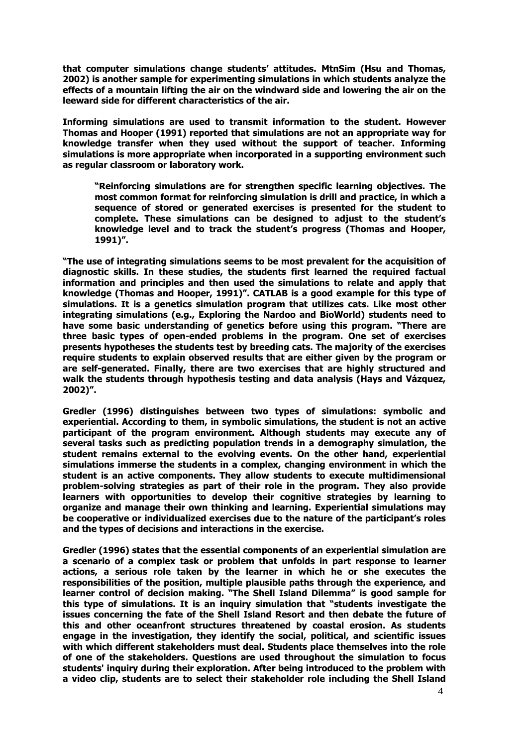**that computer simulations change students' attitudes. MtnSim (Hsu and Thomas, 2002) is another sample for experimenting simulations in which students analyze the effects of a mountain lifting the air on the windward side and lowering the air on the leeward side for different characteristics of the air.**

**Informing simulations are used to transmit information to the student. However Thomas and Hooper (1991) reported that simulations are not an appropriate way for knowledge transfer when they used without the support of teacher. Informing simulations is more appropriate when incorporated in a supporting environment such as regular classroom or laboratory work.**

> **"Reinforcing simulations are for strengthen specific learning objectives. The most common format for reinforcing simulation is drill and practice, in which a sequence of stored or generated exercises is presented for the student to complete. These simulations can be designed to adjust to the student's knowledge level and to track the student's progress (Thomas and Hooper, 1991)".**

**"The use of integrating simulations seems to be most prevalent for the acquisition of diagnostic skills. In these studies, the students first learned the required factual information and principles and then used the simulations to relate and apply that knowledge (Thomas and Hooper, 1991)". CATLAB is a good example for this type of simulations. It is a genetics simulation program that utilizes cats. Like most other integrating simulations (e.g., Exploring the Nardoo and BioWorld) students need to have some basic understanding of genetics before using this program. "There are three basic types of open-ended problems in the program. One set of exercises presents hypotheses the students test by breeding cats. The majority of the exercises require students to explain observed results that are either given by the program or are self-generated. Finally, there are two exercises that are highly structured and walk the students through hypothesis testing and data analysis (Hays and Vázquez, 2002)".**

**Gredler (1996) distinguishes between two types of simulations: symbolic and experiential. According to them, in symbolic simulations, the student is not an active participant of the program environment. Although students may execute any of several tasks such as predicting population trends in a demography simulation, the student remains external to the evolving events. On the other hand, experiential simulations immerse the students in a complex, changing environment in which the student is an active components. They allow students to execute multidimensional problem-solving strategies as part of their role in the program. They also provide learners with opportunities to develop their cognitive strategies by learning to organize and manage their own thinking and learning. Experiential simulations may be cooperative or individualized exercises due to the nature of the participant's roles and the types of decisions and interactions in the exercise.**

**Gredler (1996) states that the essential components of an experiential simulation are a scenario of a complex task or problem that unfolds in part response to learner actions, a serious role taken by the learner in which he or she executes the responsibilities of the position, multiple plausible paths through the experience, and learner control of decision making. "The Shell Island Dilemma" is good sample for this type of simulations. It is an inquiry simulation that "students investigate the issues concerning the fate of the Shell Island Resort and then debate the future of this and other oceanfront structures threatened by coastal erosion. As students engage in the investigation, they identify the social, political, and scientific issues with which different stakeholders must deal. Students place themselves into the role of one of the stakeholders. Questions are used throughout the simulation to focus students' inquiry during their exploration. After being introduced to the problem with a video clip, students are to select their stakeholder role including the Shell Island**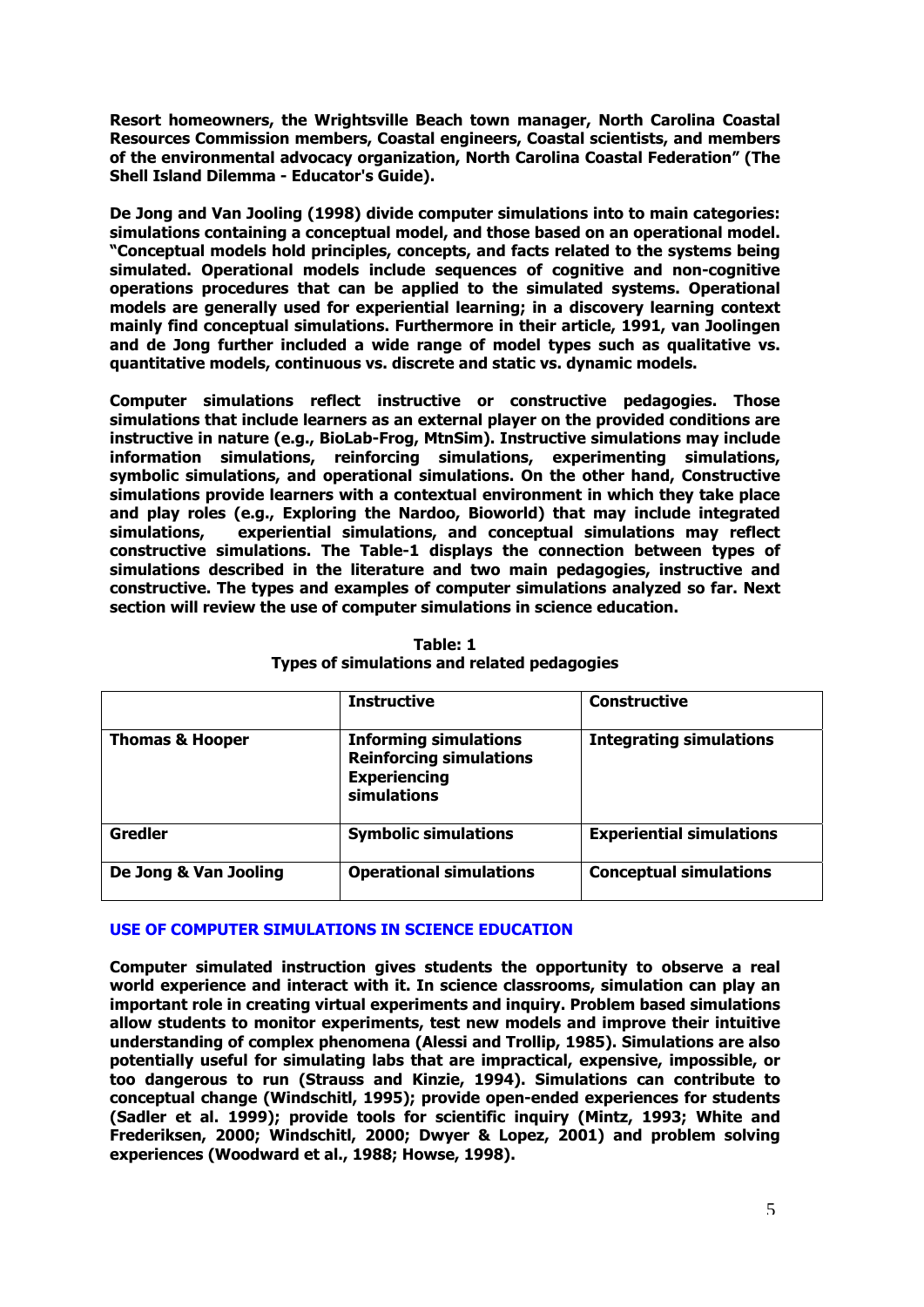**Resort homeowners, the Wrightsville Beach town manager, North Carolina Coastal Resources Commission members, Coastal engineers, Coastal scientists, and members of the environmental advocacy organization, North Carolina Coastal Federation" (The Shell Island Dilemma - Educator's Guide).**

**De Jong and Van Jooling (1998) divide computer simulations into to main categories: simulations containing a conceptual model, and those based on an operational model. "Conceptual models hold principles, concepts, and facts related to the systems being simulated. Operational models include sequences of cognitive and non-cognitive operations procedures that can be applied to the simulated systems. Operational models are generally used for experiential learning; in a discovery learning context mainly find conceptual simulations. Furthermore in their article, 1991, van Joolingen and de Jong further included a wide range of model types such as qualitative vs. quantitative models, continuous vs. discrete and static vs. dynamic models.**

**Computer simulations reflect instructive or constructive pedagogies. Those simulations that include learners as an external player on the provided conditions are instructive in nature (e.g., BioLab-Frog, MtnSim). Instructive simulations may include information simulations, reinforcing simulations, experimenting simulations, symbolic simulations, and operational simulations. On the other hand, Constructive simulations provide learners with a contextual environment in which they take place and play roles (e.g., Exploring the Nardoo, Bioworld) that may include integrated simulations, experiential simulations, and conceptual simulations may reflect constructive simulations. The Table-1 displays the connection between types of simulations described in the literature and two main pedagogies, instructive and constructive. The types and examples of computer simulations analyzed so far. Next section will review the use of computer simulations in science education.**

**Table: 1**
**Types of simulations and related pedagogies**

| | **Instructive** | **Constructive** |
|---|---|---|
| **Thomas & Hooper** | **Informing simulations**<br>**Reinforcing simulations**<br>**Experiencing simulations** | **Integrating simulations** |
| **Gredler** | **Symbolic simulations** | **Experiential simulations** |
| **De Jong & Van Jooling** | **Operational simulations** | **Conceptual simulations** |

## USE OF COMPUTER SIMULATIONS IN SCIENCE EDUCATION

**Computer simulated instruction gives students the opportunity to observe a real world experience and interact with it. In science classrooms, simulation can play an important role in creating virtual experiments and inquiry. Problem based simulations allow students to monitor experiments, test new models and improve their intuitive understanding of complex phenomena (Alessi and Trollip, 1985). Simulations are also potentially useful for simulating labs that are impractical, expensive, impossible, or too dangerous to run (Strauss and Kinzie, 1994). Simulations can contribute to conceptual change (Windschitl, 1995); provide open-ended experiences for students (Sadler et al. 1999); provide tools for scientific inquiry (Mintz, 1993; White and Frederiksen, 2000; Windschitl, 2000; Dwyer & Lopez, 2001) and problem solving experiences (Woodward et al., 1988; Howse, 1998).**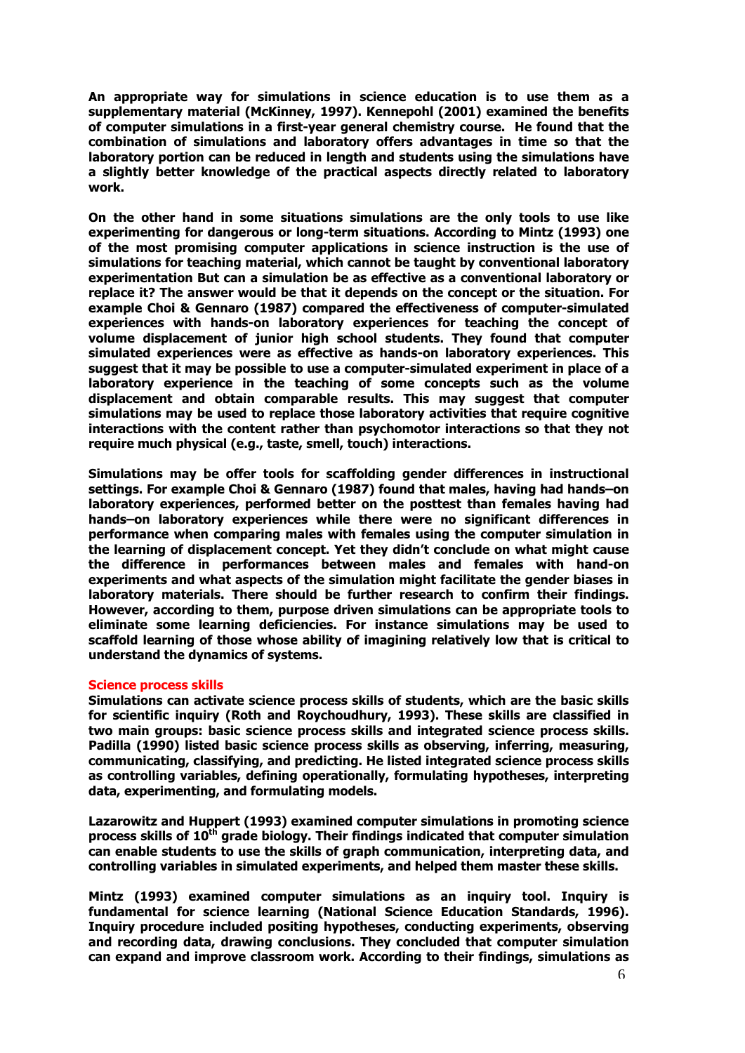**An appropriate way for simulations in science education is to use them as a supplementary material (McKinney, 1997). Kennepohl (2001) examined the benefits of computer simulations in a first-year general chemistry course. He found that the combination of simulations and laboratory offers advantages in time so that the laboratory portion can be reduced in length and students using the simulations have a slightly better knowledge of the practical aspects directly related to laboratory work.**

**On the other hand in some situations simulations are the only tools to use like experimenting for dangerous or long-term situations. According to Mintz (1993) one of the most promising computer applications in science instruction is the use of simulations for teaching material, which cannot be taught by conventional laboratory experimentation But can a simulation be as effective as a conventional laboratory or replace it? The answer would be that it depends on the concept or the situation. For example Choi & Gennaro (1987) compared the effectiveness of computer-simulated experiences with hands-on laboratory experiences for teaching the concept of volume displacement of junior high school students. They found that computer simulated experiences were as effective as hands-on laboratory experiences. This suggest that it may be possible to use a computer-simulated experiment in place of a laboratory experience in the teaching of some concepts such as the volume displacement and obtain comparable results. This may suggest that computer simulations may be used to replace those laboratory activities that require cognitive interactions with the content rather than psychomotor interactions so that they not require much physical (e.g., taste, smell, touch) interactions.**

**Simulations may be offer tools for scaffolding gender differences in instructional settings. For example Choi & Gennaro (1987) found that males, having had hands–on laboratory experiences, performed better on the posttest than females having had hands–on laboratory experiences while there were no significant differences in performance when comparing males with females using the computer simulation in the learning of displacement concept. Yet they didn't conclude on what might cause the difference in performances between males and females with hand-on experiments and what aspects of the simulation might facilitate the gender biases in laboratory materials. There should be further research to confirm their findings. However, according to them, purpose driven simulations can be appropriate tools to eliminate some learning deficiencies. For instance simulations may be used to scaffold learning of those whose ability of imagining relatively low that is critical to understand the dynamics of systems.**

## Science process skills

**Simulations can activate science process skills of students, which are the basic skills for scientific inquiry (Roth and Roychoudhury, 1993). These skills are classified in two main groups: basic science process skills and integrated science process skills. Padilla (1990) listed basic science process skills as observing, inferring, measuring, communicating, classifying, and predicting. He listed integrated science process skills as controlling variables, defining operationally, formulating hypotheses, interpreting data, experimenting, and formulating models.**

**Lazarowitz and Huppert (1993) examined computer simulations in promoting science process skills of 10th grade biology. Their findings indicated that computer simulation can enable students to use the skills of graph communication, interpreting data, and controlling variables in simulated experiments, and helped them master these skills.**

**Mintz (1993) examined computer simulations as an inquiry tool. Inquiry is fundamental for science learning (National Science Education Standards, 1996). Inquiry procedure included positing hypotheses, conducting experiments, observing and recording data, drawing conclusions. They concluded that computer simulation can expand and improve classroom work. According to their findings, simulations as**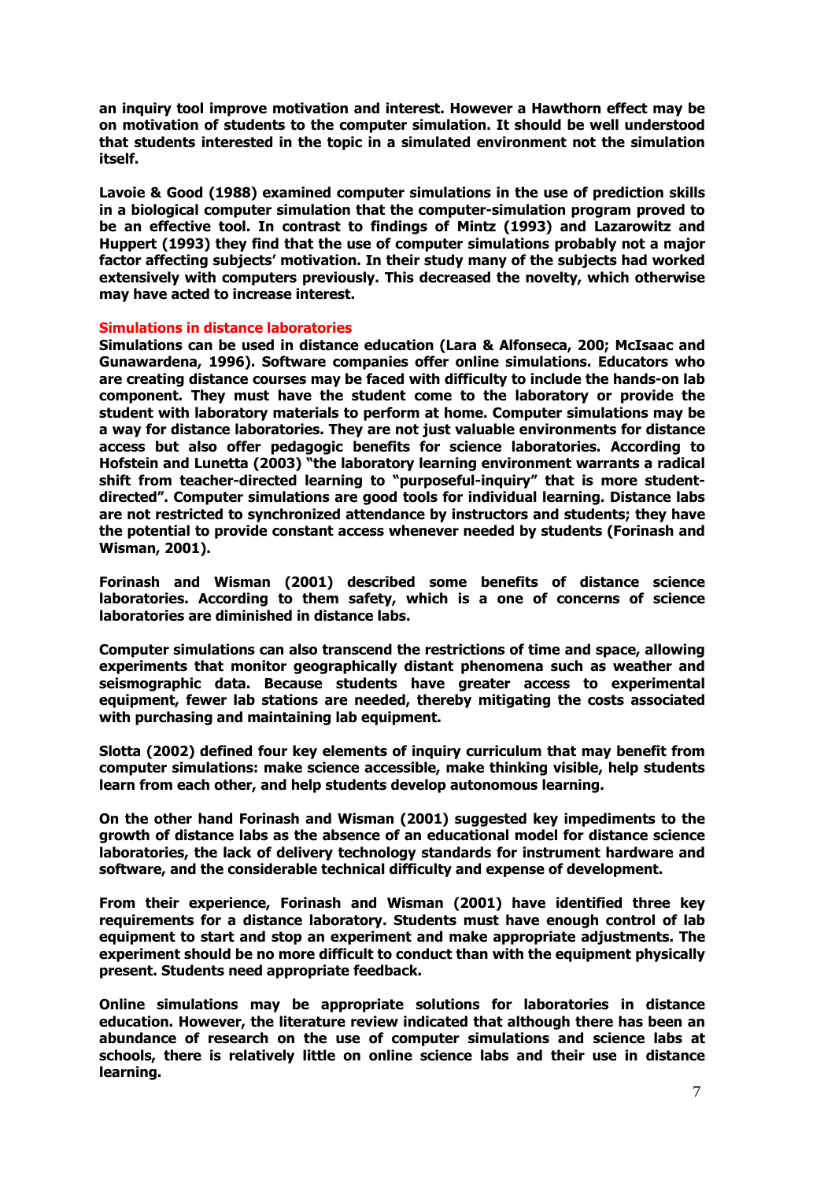**an inquiry tool improve motivation and interest. However a Hawthorn effect may be on motivation of students to the computer simulation. It should be well understood that students interested in the topic in a simulated environment not the simulation itself.**

**Lavoie & Good (1988) examined computer simulations in the use of prediction skills in a biological computer simulation that the computer-simulation program proved to be an effective tool. In contrast to findings of Mintz (1993) and Lazarowitz and Huppert (1993) they find that the use of computer simulations probably not a major factor affecting subjects' motivation. In their study many of the subjects had worked extensively with computers previously. This decreased the novelty, which otherwise may have acted to increase interest.**

## Simulations in distance laboratories

**Simulations can be used in distance education (Lara & Alfonseca, 200; McIsaac and Gunawardena, 1996). Software companies offer online simulations. Educators who are creating distance courses may be faced with difficulty to include the hands-on lab component. They must have the student come to the laboratory or provide the student with laboratory materials to perform at home. Computer simulations may be a way for distance laboratories. They are not just valuable environments for distance access but also offer pedagogic benefits for science laboratories. According to Hofstein and Lunetta (2003) "the laboratory learning environment warrants a radical shift from teacher-directed learning to "purposeful-inquiry" that is more student-directed". Computer simulations are good tools for individual learning. Distance labs are not restricted to synchronized attendance by instructors and students; they have the potential to provide constant access whenever needed by students (Forinash and Wisman, 2001).**

**Forinash and Wisman (2001) described some benefits of distance science laboratories. According to them safety, which is a one of concerns of science laboratories are diminished in distance labs.**

**Computer simulations can also transcend the restrictions of time and space, allowing experiments that monitor geographically distant phenomena such as weather and seismographic data. Because students have greater access to experimental equipment, fewer lab stations are needed, thereby mitigating the costs associated with purchasing and maintaining lab equipment.**

**Slotta (2002) defined four key elements of inquiry curriculum that may benefit from computer simulations: make science accessible, make thinking visible, help students learn from each other, and help students develop autonomous learning.**

**On the other hand Forinash and Wisman (2001) suggested key impediments to the growth of distance labs as the absence of an educational model for distance science laboratories, the lack of delivery technology standards for instrument hardware and software, and the considerable technical difficulty and expense of development.**

**From their experience, Forinash and Wisman (2001) have identified three key requirements for a distance laboratory. Students must have enough control of lab equipment to start and stop an experiment and make appropriate adjustments. The experiment should be no more difficult to conduct than with the equipment physically present. Students need appropriate feedback.**

**Online simulations may be appropriate solutions for laboratories in distance education. However, the literature review indicated that although there has been an abundance of research on the use of computer simulations and science labs at schools, there is relatively little on online science labs and their use in distance learning.**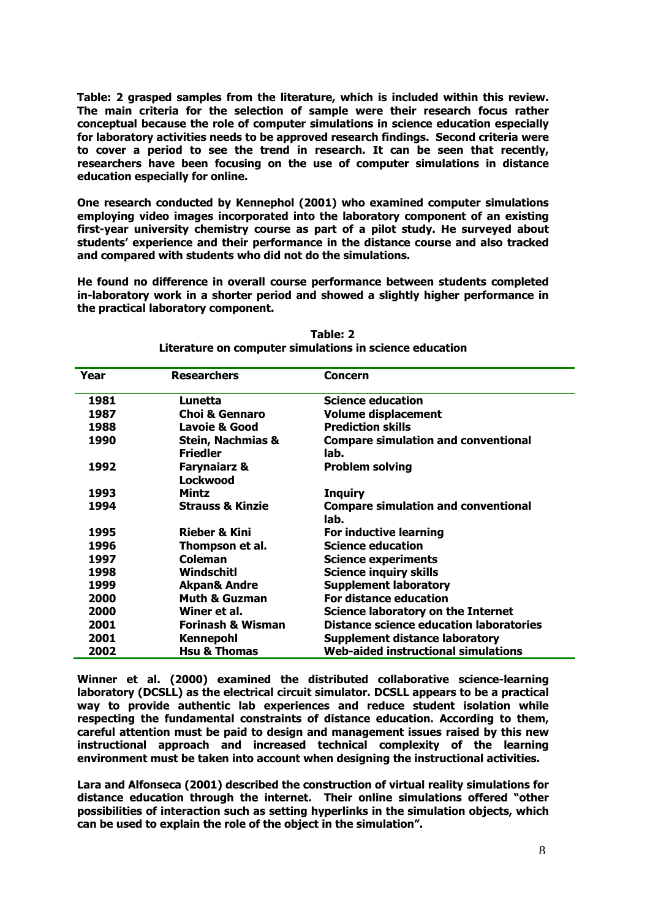**Table: 2 grasped samples from the literature, which is included within this review. The main criteria for the selection of sample were their research focus rather conceptual because the role of computer simulations in science education especially for laboratory activities needs to be approved research findings. Second criteria were to cover a period to see the trend in research. It can be seen that recently, researchers have been focusing on the use of computer simulations in distance education especially for online.**

**One research conducted by Kennephol (2001) who examined computer simulations employing video images incorporated into the laboratory component of an existing first-year university chemistry course as part of a pilot study. He surveyed about students' experience and their performance in the distance course and also tracked and compared with students who did not do the simulations.**

**He found no difference in overall course performance between students completed in-laboratory work in a shorter period and showed a slightly higher performance in the practical laboratory component.**

**Table: 2**
**Literature on computer simulations in science education**

| Year | Researchers | Concern |
|---|---|---|
| 1981 | Lunetta | Science education |
| 1987 | Choi & Gennaro | Volume displacement |
| 1988 | Lavoie & Good | Prediction skills |
| 1990 | Stein, Nachmias & Friedler | Compare simulation and conventional lab. |
| 1992 | Farynaiarz & Lockwood | Problem solving |
| 1993 | Mintz | Inquiry |
| 1994 | Strauss & Kinzie | Compare simulation and conventional lab. |
| 1995 | Rieber & Kini | For inductive learning |
| 1996 | Thompson et al. | Science education |
| 1997 | Coleman | Science experiments |
| 1998 | Windschitl | Science inquiry skills |
| 1999 | Akpan& Andre | Supplement laboratory |
| 2000 | Muth & Guzman | For distance education |
| 2000 | Winer et al. | Science laboratory on the Internet |
| 2001 | Forinash & Wisman | Distance science education laboratories |
| 2001 | Kennepohl | Supplement distance laboratory |
| 2002 | Hsu & Thomas | Web-aided instructional simulations |

**Winner et al. (2000) examined the distributed collaborative science-learning laboratory (DCSLL) as the electrical circuit simulator. DCSLL appears to be a practical way to provide authentic lab experiences and reduce student isolation while respecting the fundamental constraints of distance education. According to them, careful attention must be paid to design and management issues raised by this new instructional approach and increased technical complexity of the learning environment must be taken into account when designing the instructional activities.**

**Lara and Alfonseca (2001) described the construction of virtual reality simulations for distance education through the internet. Their online simulations offered "other possibilities of interaction such as setting hyperlinks in the simulation objects, which can be used to explain the role of the object in the simulation".**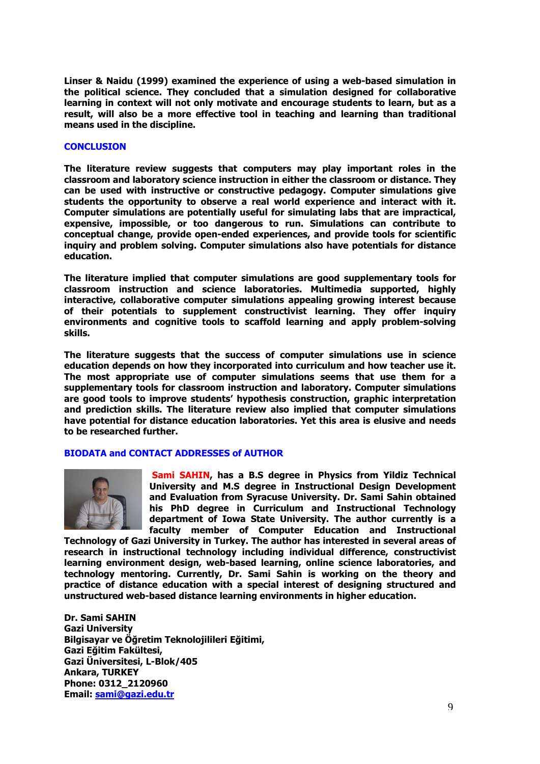Linser & Naidu (1999) examined the experience of using a web-based simulation in the political science. They concluded that a simulation designed for collaborative learning in context will not only motivate and encourage students to learn, but as a result, will also be a more effective tool in teaching and learning than traditional means used in the discipline.

## CONCLUSION

The literature review suggests that computers may play important roles in the classroom and laboratory science instruction in either the classroom or distance. They can be used with instructive or constructive pedagogy. Computer simulations give students the opportunity to observe a real world experience and interact with it. Computer simulations are potentially useful for simulating labs that are impractical, expensive, impossible, or too dangerous to run. Simulations can contribute to conceptual change, provide open-ended experiences, and provide tools for scientific inquiry and problem solving. Computer simulations also have potentials for distance education.

The literature implied that computer simulations are good supplementary tools for classroom instruction and science laboratories. Multimedia supported, highly interactive, collaborative computer simulations appealing growing interest because of their potentials to supplement constructivist learning. They offer inquiry environments and cognitive tools to scaffold learning and apply problem-solving skills.

The literature suggests that the success of computer simulations use in science education depends on how they incorporated into curriculum and how teacher use it. The most appropriate use of computer simulations seems that use them for a supplementary tools for classroom instruction and laboratory. Computer simulations are good tools to improve students' hypothesis construction, graphic interpretation and prediction skills. The literature review also implied that computer simulations have potential for distance education laboratories. Yet this area is elusive and needs to be researched further.

## BIODATA and CONTACT ADDRESSES of AUTHOR

Sami SAHIN, has a B.S degree in Physics from Yildiz Technical University and M.S degree in Instructional Design Development and Evaluation from Syracuse University. Dr. Sami Sahin obtained his PhD degree in Curriculum and Instructional Technology department of Iowa State University. The author currently is a faculty member of Computer Education and Instructional Technology of Gazi University in Turkey. The author has interested in several areas of research in instructional technology including individual difference, constructivist learning environment design, web-based learning, online science laboratories, and technology mentoring. Currently, Dr. Sami Sahin is working on the theory and practice of distance education with a special interest of designing structured and unstructured web-based distance learning environments in higher education.

Dr. Sami SAHIN  
Gazi University  
Bilgisayar ve Öğretim Teknolojilileri Eğitimi,  
Gazi Eğitim Fakültesi,  
Gazi Üniversitesi, L-Blok/405  
Ankara, TURKEY  
Phone: 0312_2120960  
Email: sami@gazi.edu.tr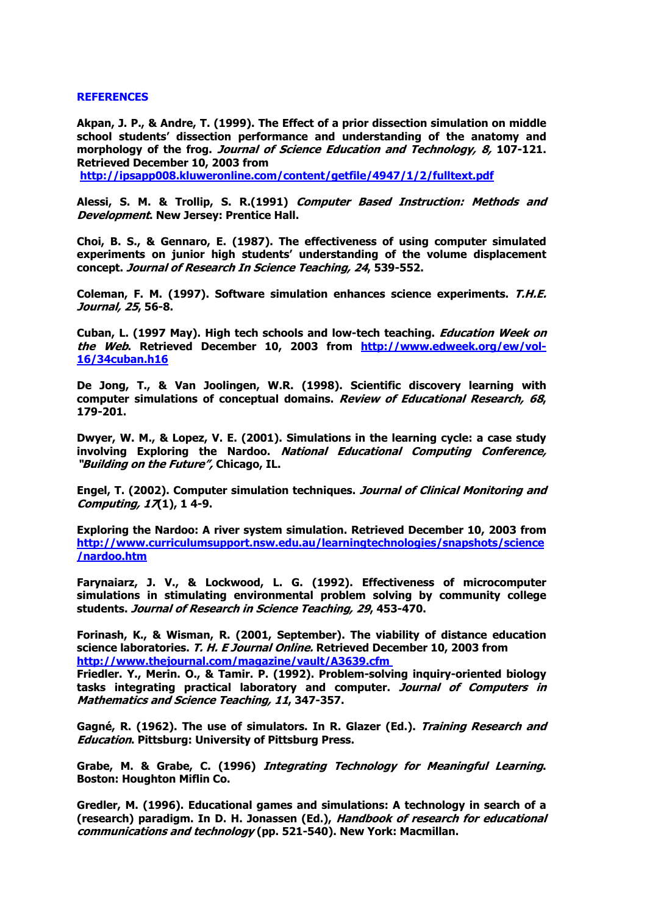## REFERENCES

**Akpan, J. P., & Andre, T. (1999). The Effect of a prior dissection simulation on middle school students' dissection performance and understanding of the anatomy and morphology of the frog. *Journal of Science Education and Technology, 8,* 107-121. Retrieved December 10, 2003 from http://ipsapp008.kluweronline.com/content/getfile/4947/1/2/fulltext.pdf**

**Alessi, S. M. & Trollip, S. R.(1991) *Computer Based Instruction: Methods and Development*. New Jersey: Prentice Hall.**

**Choi, B. S., & Gennaro, E. (1987). The effectiveness of using computer simulated experiments on junior high students' understanding of the volume displacement concept. *Journal of Research In Science Teaching, 24*, 539-552.**

**Coleman, F. M. (1997). Software simulation enhances science experiments. *T.H.E. Journal, 25*, 56-8.**

**Cuban, L. (1997 May). High tech schools and low-tech teaching. *Education Week on the Web*. Retrieved December 10, 2003 from http://www.edweek.org/ew/vol-16/34cuban.h16**

**De Jong, T., & Van Joolingen, W.R. (1998). Scientific discovery learning with computer simulations of conceptual domains. *Review of Educational Research, 68*, 179-201.**

**Dwyer, W. M., & Lopez, V. E. (2001). Simulations in the learning cycle: a case study involving Exploring the Nardoo. *National Educational Computing Conference, "Building on the Future",* Chicago, IL.**

**Engel, T. (2002). Computer simulation techniques. *Journal of Clinical Monitoring and Computing, 17*(1), 1 4-9.**

**Exploring the Nardoo: A river system simulation. Retrieved December 10, 2003 from http://www.curriculumsupport.nsw.edu.au/learningtechnologies/snapshots/science/nardoo.htm**

**Farynaiarz, J. V., & Lockwood, L. G. (1992). Effectiveness of microcomputer simulations in stimulating environmental problem solving by community college students. *Journal of Research in Science Teaching, 29*, 453-470.**

**Forinash, K., & Wisman, R. (2001, September). The viability of distance education science laboratories. *T. H. E Journal Online.* Retrieved December 10, 2003 from http://www.thejournal.com/magazine/vault/A3639.cfm**

**Friedler. Y., Merin. O., & Tamir. P. (1992). Problem-solving inquiry-oriented biology tasks integrating practical laboratory and computer. *Journal of Computers in Mathematics and Science Teaching, 11*, 347-357.**

**Gagné, R. (1962). The use of simulators. In R. Glazer (Ed.). *Training Research and Education*. Pittsburg: University of Pittsburg Press.**

**Grabe, M. & Grabe, C. (1996) *Integrating Technology for Meaningful Learning*. Boston: Houghton Miflin Co.**

**Gredler, M. (1996). Educational games and simulations: A technology in search of a (research) paradigm. In D. H. Jonassen (Ed.), *Handbook of research for educational communications and technology* (pp. 521-540). New York: Macmillan.**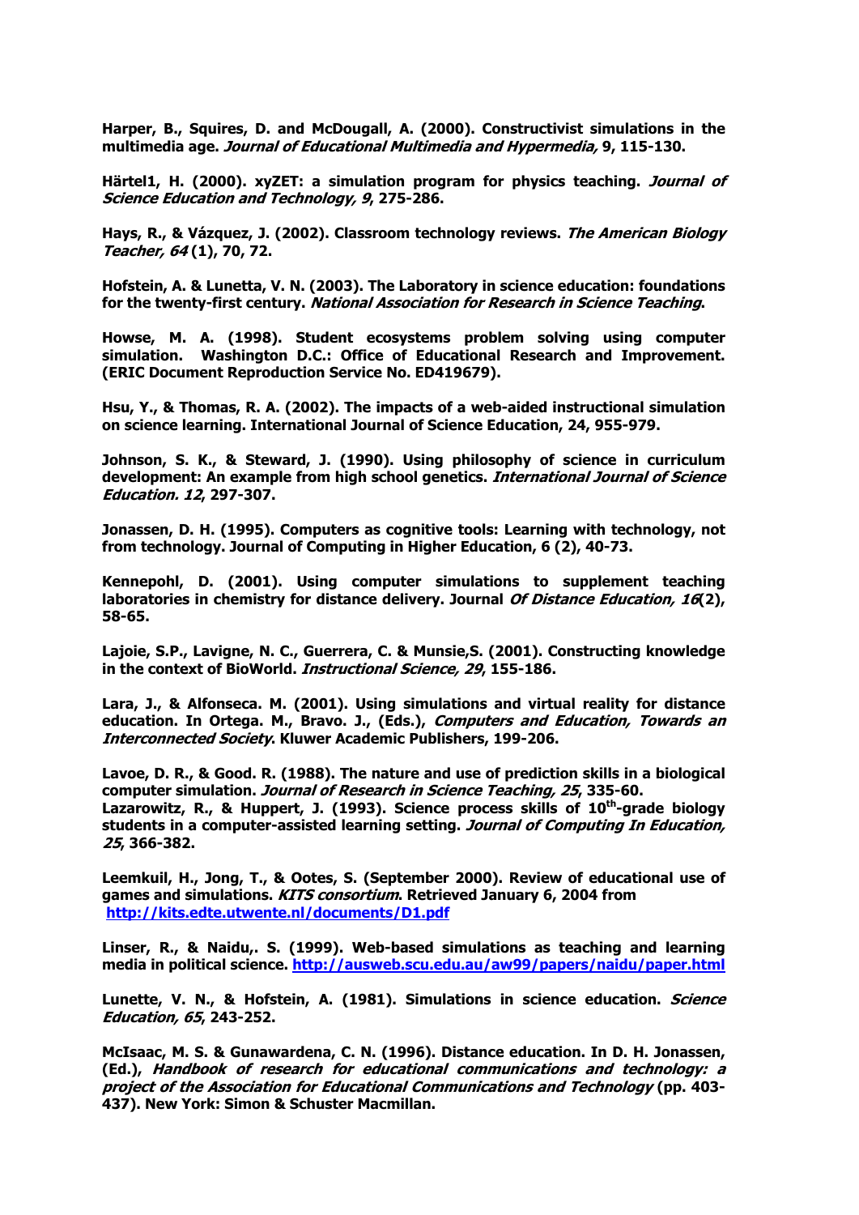**Harper, B., Squires, D. and McDougall, A. (2000). Constructivist simulations in the multimedia age. *Journal of Educational Multimedia and Hypermedia,* 9, 115-130.**

**Härtel1, H. (2000). xyZET: a simulation program for physics teaching. *Journal of Science Education and Technology, 9*, 275-286.**

**Hays, R., & Vázquez, J. (2002). Classroom technology reviews. *The American Biology Teacher, 64* (1), 70, 72.**

**Hofstein, A. & Lunetta, V. N. (2003). The Laboratory in science education: foundations for the twenty-first century. *National Association for Research in Science Teaching*.**

**Howse, M. A. (1998). Student ecosystems problem solving using computer simulation. Washington D.C.: Office of Educational Research and Improvement. (ERIC Document Reproduction Service No. ED419679).**

**Hsu, Y., & Thomas, R. A. (2002). The impacts of a web-aided instructional simulation on science learning. International Journal of Science Education, 24, 955-979.**

**Johnson, S. K., & Steward, J. (1990). Using philosophy of science in curriculum development: An example from high school genetics. *International Journal of Science Education. 12*, 297-307.**

**Jonassen, D. H. (1995). Computers as cognitive tools: Learning with technology, not from technology. Journal of Computing in Higher Education, 6 (2), 40-73.**

**Kennepohl, D. (2001). Using computer simulations to supplement teaching laboratories in chemistry for distance delivery. Journal *Of Distance Education, 16*(2), 58-65.**

**Lajoie, S.P., Lavigne, N. C., Guerrera, C. & Munsie,S. (2001). Constructing knowledge in the context of BioWorld. *Instructional Science, 29*, 155-186.**

**Lara, J., & Alfonseca. M. (2001). Using simulations and virtual reality for distance education. In Ortega. M., Bravo. J., (Eds.), *Computers and Education, Towards an Interconnected Society*. Kluwer Academic Publishers, 199-206.**

**Lavoe, D. R., & Good. R. (1988). The nature and use of prediction skills in a biological computer simulation. *Journal of Research in Science Teaching, 25*, 335-60.**
**Lazarowitz, R., & Huppert, J. (1993). Science process skills of 10th-grade biology students in a computer-assisted learning setting. *Journal of Computing In Education, 25*, 366-382.**

**Leemkuil, H., Jong, T., & Ootes, S. (September 2000). Review of educational use of games and simulations. *KITS consortium*. Retrieved January 6, 2004 from http://kits.edte.utwente.nl/documents/D1.pdf**

**Linser, R., & Naidu,. S. (1999). Web-based simulations as teaching and learning media in political science. http://ausweb.scu.edu.au/aw99/papers/naidu/paper.html**

**Lunette, V. N., & Hofstein, A. (1981). Simulations in science education. *Science Education, 65*, 243-252.**

**McIsaac, M. S. & Gunawardena, C. N. (1996). Distance education. In D. H. Jonassen, (Ed.), *Handbook of research for educational communications and technology: a project of the Association for Educational Communications and Technology* (pp. 403-437). New York: Simon & Schuster Macmillan.**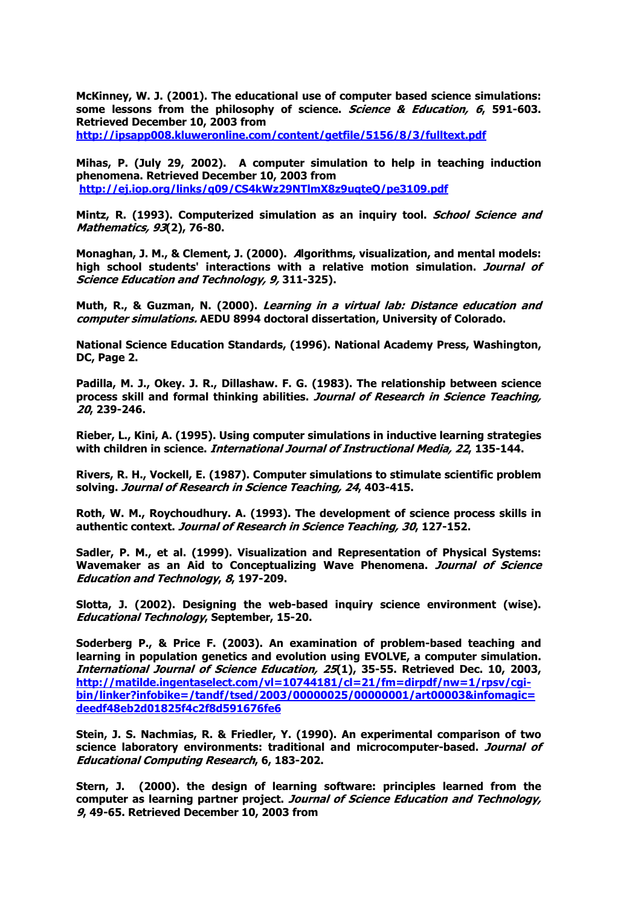**McKinney, W. J. (2001). The educational use of computer based science simulations: some lessons from the philosophy of science. *Science & Education, 6*, 591-603. Retrieved December 10, 2003 from http://ipsapp008.kluweronline.com/content/getfile/5156/8/3/fulltext.pdf**

**Mihas, P. (July 29, 2002). A computer simulation to help in teaching induction phenomena. Retrieved December 10, 2003 from http://ej.iop.org/links/q09/CS4kWz29NTlmX8z9uqteQ/pe3109.pdf**

**Mintz, R. (1993). Computerized simulation as an inquiry tool. *School Science and Mathematics, 93*(2), 76-80.**

**Monaghan, J. M., & Clement, J. (2000). *A*lgorithms, visualization, and mental models: high school students' interactions with a relative motion simulation. *Journal of Science Education and Technology, 9,* 311-325).**

**Muth, R., & Guzman, N. (2000). *Learning in a virtual lab: Distance education and computer simulations.* AEDU 8994 doctoral dissertation, University of Colorado.**

**National Science Education Standards, (1996). National Academy Press, Washington, DC, Page 2.**

**Padilla, M. J., Okey. J. R., Dillashaw. F. G. (1983). The relationship between science process skill and formal thinking abilities. *Journal of Research in Science Teaching, 20*, 239-246.**

**Rieber, L., Kini, A. (1995). Using computer simulations in inductive learning strategies with children in science. *International Journal of Instructional Media, 22*, 135-144.**

**Rivers, R. H., Vockell, E. (1987). Computer simulations to stimulate scientific problem solving. *Journal of Research in Science Teaching, 24*, 403-415.**

**Roth, W. M., Roychoudhury. A. (1993). The development of science process skills in authentic context. *Journal of Research in Science Teaching, 30*, 127-152.**

**Sadler, P. M., et al. (1999). Visualization and Representation of Physical Systems: Wavemaker as an Aid to Conceptualizing Wave Phenomena. *Journal of Science Education and Technology, 8*, 197-209.**

**Slotta, J. (2002). Designing the web-based inquiry science environment (wise). *Educational Technology*, September, 15-20.**

**Soderberg P., & Price F. (2003). An examination of problem-based teaching and learning in population genetics and evolution using EVOLVE, a computer simulation. *International Journal of Science Education, 25*(1), 35-55. Retrieved Dec. 10, 2003, http://matilde.ingentaselect.com/vl=10744181/cl=21/fm=dirpdf/nw=1/rpsv/cgi-bin/linker?infobike=/tandf/tsed/2003/00000025/00000001/art00003&infomagic=deedf48eb2d01825f4c2f8d591676fe6**

**Stein, J. S. Nachmias, R. & Friedler, Y. (1990). An experimental comparison of two science laboratory environments: traditional and microcomputer-based. *Journal of Educational Computing Research*, 6, 183-202.**

**Stern, J. (2000). the design of learning software: principles learned from the computer as learning partner project. *Journal of Science Education and Technology, 9*, 49-65. Retrieved December 10, 2003 from**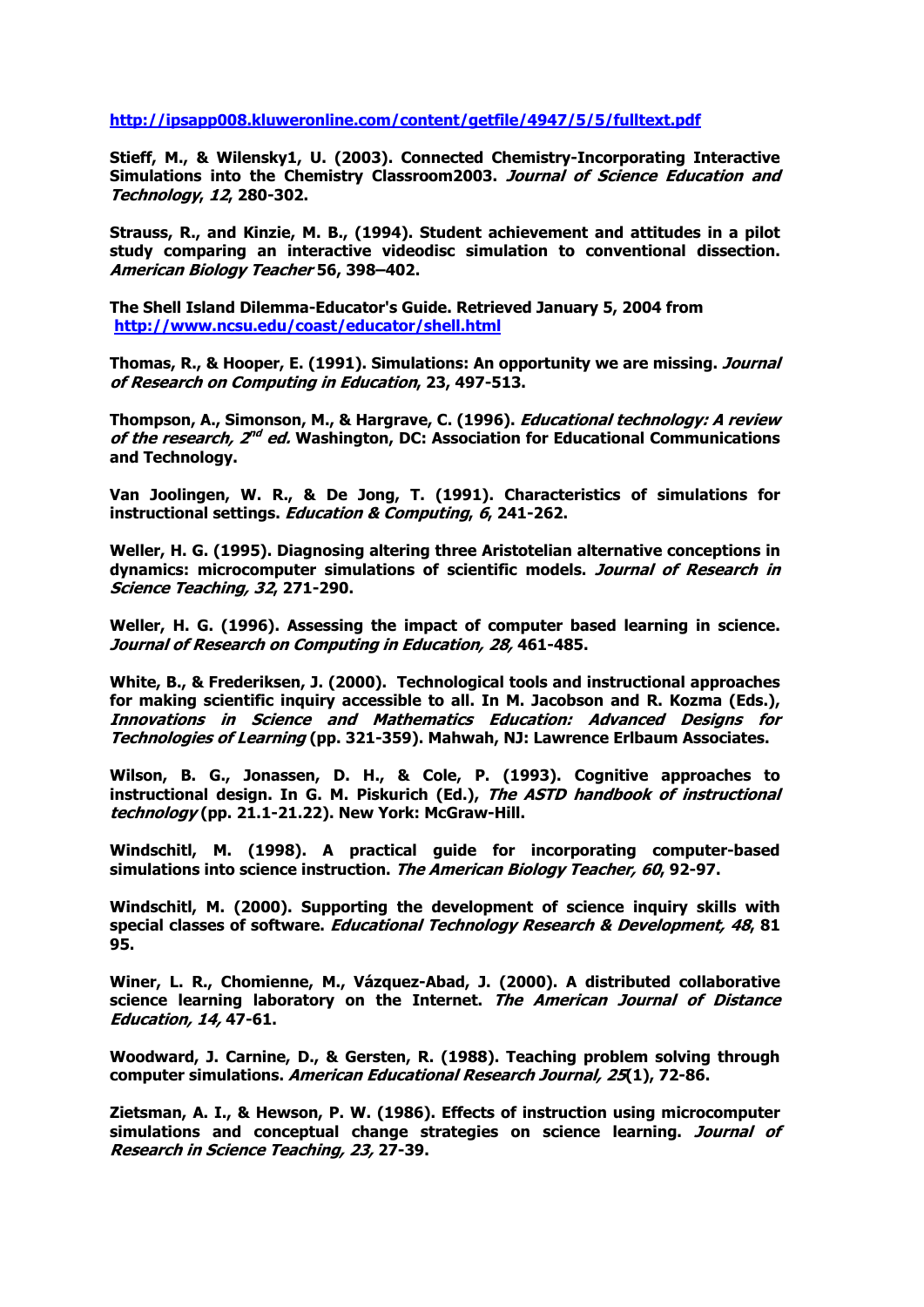http://ipsapp008.kluweronline.com/content/getfile/4947/5/5/fulltext.pdf

**Stieff, M., & Wilensky1, U. (2003). Connected Chemistry-Incorporating Interactive Simulations into the Chemistry Classroom2003. *Journal of Science Education and Technology*, *12*, 280-302.**

**Strauss, R., and Kinzie, M. B., (1994). Student achievement and attitudes in a pilot study comparing an interactive videodisc simulation to conventional dissection. *American Biology Teacher* 56, 398–402.**

**The Shell Island Dilemma-Educator's Guide. Retrieved January 5, 2004 from http://www.ncsu.edu/coast/educator/shell.html**

**Thomas, R., & Hooper, E. (1991). Simulations: An opportunity we are missing. *Journal of Research on Computing in Education*, 23, 497-513.**

**Thompson, A., Simonson, M., & Hargrave, C. (1996). *Educational technology: A review of the research, 2nd ed.* Washington, DC: Association for Educational Communications and Technology.**

**Van Joolingen, W. R., & De Jong, T. (1991). Characteristics of simulations for instructional settings. *Education & Computing*, *6*, 241-262.**

**Weller, H. G. (1995). Diagnosing altering three Aristotelian alternative conceptions in dynamics: microcomputer simulations of scientific models. *Journal of Research in Science Teaching, 32*, 271-290.**

**Weller, H. G. (1996). Assessing the impact of computer based learning in science. *Journal of Research on Computing in Education, 28,* 461-485.**

**White, B., & Frederiksen, J. (2000). Technological tools and instructional approaches for making scientific inquiry accessible to all. In M. Jacobson and R. Kozma (Eds.), *Innovations in Science and Mathematics Education: Advanced Designs for Technologies of Learning* (pp. 321-359). Mahwah, NJ: Lawrence Erlbaum Associates.**

**Wilson, B. G., Jonassen, D. H., & Cole, P. (1993). Cognitive approaches to instructional design. In G. M. Piskurich (Ed.), *The ASTD handbook of instructional technology* (pp. 21.1-21.22). New York: McGraw-Hill.**

**Windschitl, M. (1998). A practical guide for incorporating computer-based simulations into science instruction. *The American Biology Teacher, 60*, 92-97.**

**Windschitl, M. (2000). Supporting the development of science inquiry skills with special classes of software. *Educational Technology Research & Development, 48*, 81 95.**

**Winer, L. R., Chomienne, M., Vázquez-Abad, J. (2000). A distributed collaborative science learning laboratory on the Internet. *The American Journal of Distance Education, 14,* 47-61.**

**Woodward, J. Carnine, D., & Gersten, R. (1988). Teaching problem solving through computer simulations. *American Educational Research Journal, 25*(1), 72-86.**

**Zietsman, A. I., & Hewson, P. W. (1986). Effects of instruction using microcomputer simulations and conceptual change strategies on science learning. *Journal of Research in Science Teaching, 23,* 27-39.**